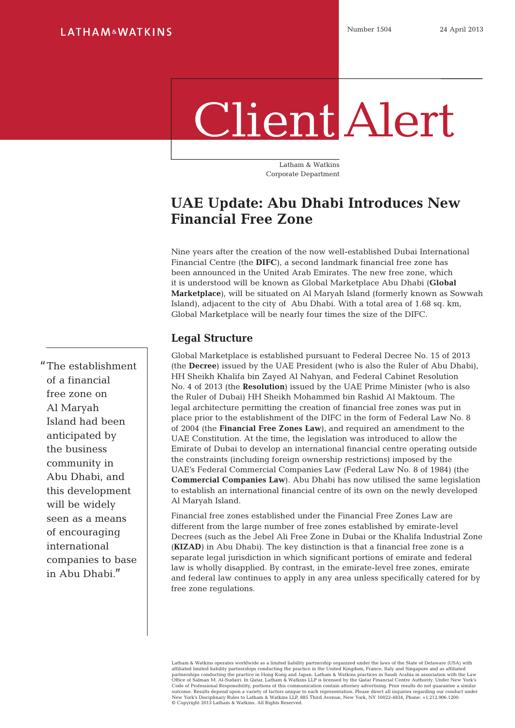LATHAM&WATKINS

Number 1504 24 April 2013

# Client Alert

Latham & Watkins
Corporate Department

## UAE Update: Abu Dhabi Introduces New Financial Free Zone

Nine years after the creation of the now well-established Dubai International Financial Centre (the **DIFC**), a second landmark financial free zone has been announced in the United Arab Emirates. The new free zone, which it is understood will be known as Global Marketplace Abu Dhabi (**Global Marketplace**), will be situated on Al Maryah Island (formerly known as Sowwah Island), adjacent to the city of Abu Dhabi. With a total area of 1.68 sq. km, Global Marketplace will be nearly four times the size of the DIFC.

### Legal Structure

Global Marketplace is established pursuant to Federal Decree No. 15 of 2013 (the **Decree**) issued by the UAE President (who is also the Ruler of Abu Dhabi), HH Sheikh Khalifa bin Zayed Al Nahyan, and Federal Cabinet Resolution No. 4 of 2013 (the **Resolution**) issued by the UAE Prime Minister (who is also the Ruler of Dubai) HH Sheikh Mohammed bin Rashid Al Maktoum. The legal architecture permitting the creation of financial free zones was put in place prior to the establishment of the DIFC in the form of Federal Law No. 8 of 2004 (the **Financial Free Zones Law**), and required an amendment to the UAE Constitution. At the time, the legislation was introduced to allow the Emirate of Dubai to develop an international financial centre operating outside the constraints (including foreign ownership restrictions) imposed by the UAE's Federal Commercial Companies Law (Federal Law No. 8 of 1984) (the **Commercial Companies Law**). Abu Dhabi has now utilised the same legislation to establish an international financial centre of its own on the newly developed Al Maryah Island.

> "The establishment of a financial free zone on Al Maryah Island had been anticipated by the business community in Abu Dhabi, and this development will be widely seen as a means of encouraging international companies to base in Abu Dhabi."

Financial free zones established under the Financial Free Zones Law are different from the large number of free zones established by emirate-level Decrees (such as the Jebel Ali Free Zone in Dubai or the Khalifa Industrial Zone (**KIZAD**) in Abu Dhabi). The key distinction is that a financial free zone is a separate legal jurisdiction in which significant portions of emirate and federal law is wholly disapplied. By contrast, in the emirate-level free zones, emirate and federal law continues to apply in any area unless specifically catered for by free zone regulations.

Latham & Watkins operates worldwide as a limited liability partnership organized under the laws of the State of Delaware (USA) with affiliated limited liability partnerships conducting the practice in the United Kingdom, France, Italy and Singapore and as affiliated partnerships conducting the practice in Hong Kong and Japan. Latham & Watkins practices in Saudi Arabia in association with the Law Office of Salman M. Al-Sudairi. In Qatar, Latham & Watkins LLP is licensed by the Qatar Financial Centre Authority. Under New York's Code of Professional Responsibility, portions of this communication contain attorney advertising. Prior results do not guarantee a similar outcome. Results depend upon a variety of factors unique to each representation. Please direct all inquiries regarding our conduct under New York's Disciplinary Rules to Latham & Watkins LLP, 885 Third Avenue, New York, NY 10022-4834, Phone: +1.212.906.1200. © Copyright 2013 Latham & Watkins. All Rights Reserved.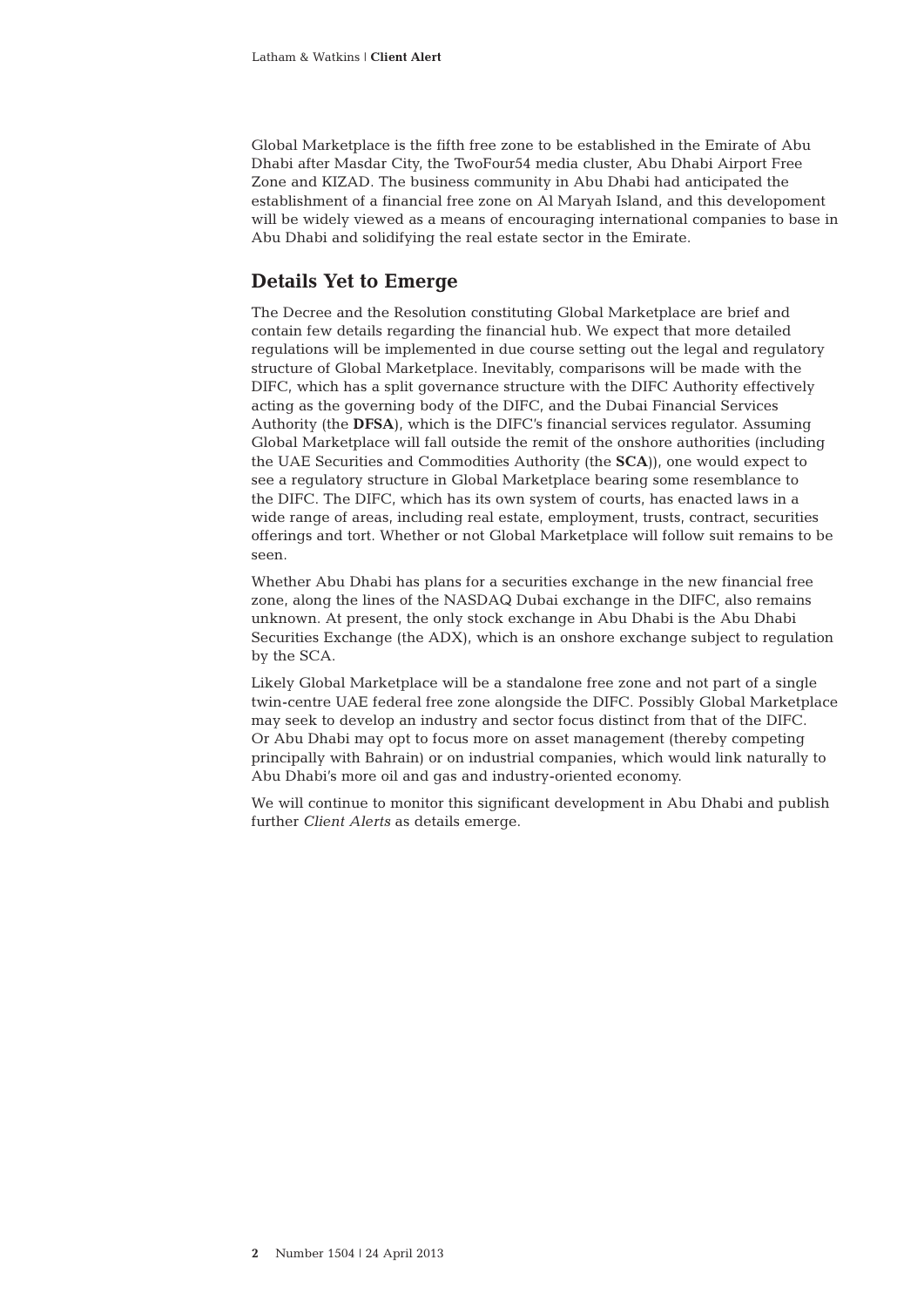Global Marketplace is the fifth free zone to be established in the Emirate of Abu Dhabi after Masdar City, the TwoFour54 media cluster, Abu Dhabi Airport Free Zone and KIZAD. The business community in Abu Dhabi had anticipated the establishment of a financial free zone on Al Maryah Island, and this developoment will be widely viewed as a means of encouraging international companies to base in Abu Dhabi and solidifying the real estate sector in the Emirate.

## Details Yet to Emerge

The Decree and the Resolution constituting Global Marketplace are brief and contain few details regarding the financial hub. We expect that more detailed regulations will be implemented in due course setting out the legal and regulatory structure of Global Marketplace. Inevitably, comparisons will be made with the DIFC, which has a split governance structure with the DIFC Authority effectively acting as the governing body of the DIFC, and the Dubai Financial Services Authority (the **DFSA**), which is the DIFC's financial services regulator. Assuming Global Marketplace will fall outside the remit of the onshore authorities (including the UAE Securities and Commodities Authority (the **SCA**)), one would expect to see a regulatory structure in Global Marketplace bearing some resemblance to the DIFC. The DIFC, which has its own system of courts, has enacted laws in a wide range of areas, including real estate, employment, trusts, contract, securities offerings and tort. Whether or not Global Marketplace will follow suit remains to be seen.

Whether Abu Dhabi has plans for a securities exchange in the new financial free zone, along the lines of the NASDAQ Dubai exchange in the DIFC, also remains unknown. At present, the only stock exchange in Abu Dhabi is the Abu Dhabi Securities Exchange (the ADX), which is an onshore exchange subject to regulation by the SCA.

Likely Global Marketplace will be a standalone free zone and not part of a single twin-centre UAE federal free zone alongside the DIFC. Possibly Global Marketplace may seek to develop an industry and sector focus distinct from that of the DIFC. Or Abu Dhabi may opt to focus more on asset management (thereby competing principally with Bahrain) or on industrial companies, which would link naturally to Abu Dhabi's more oil and gas and industry-oriented economy.

We will continue to monitor this significant development in Abu Dhabi and publish further *Client Alerts* as details emerge.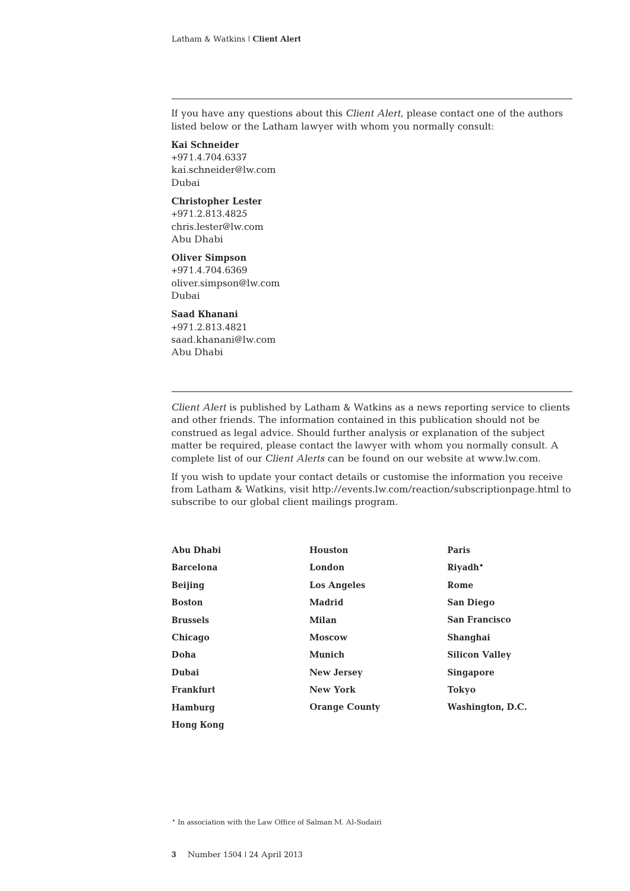If you have any questions about this *Client Alert*, please contact one of the authors listed below or the Latham lawyer with whom you normally consult:

**Kai Schneider**
+971.4.704.6337
kai.schneider@lw.com
Dubai

**Christopher Lester**
+971.2.813.4825
chris.lester@lw.com
Abu Dhabi

**Oliver Simpson**
+971.4.704.6369
oliver.simpson@lw.com
Dubai

**Saad Khanani**
+971.2.813.4821
saad.khanani@lw.com
Abu Dhabi

---

*Client Alert* is published by Latham & Watkins as a news reporting service to clients and other friends. The information contained in this publication should not be construed as legal advice. Should further analysis or explanation of the subject matter be required, please contact the lawyer with whom you normally consult. A complete list of our *Client Alerts* can be found on our website at www.lw.com.

If you wish to update your contact details or customise the information you receive from Latham & Watkins, visit http://events.lw.com/reaction/subscriptionpage.html to subscribe to our global client mailings program.

**Abu Dhabi**
**Barcelona**
**Beijing**
**Boston**
**Brussels**
**Chicago**
**Doha**
**Dubai**
**Frankfurt**
**Hamburg**
**Hong Kong**
**Houston**
**London**
**Los Angeles**
**Madrid**
**Milan**
**Moscow**
**Munich**
**New Jersey**
**New York**
**Orange County**
**Paris**
**Riyadh***
**Rome**
**San Diego**
**San Francisco**
**Shanghai**
**Silicon Valley**
**Singapore**
**Tokyo**
**Washington, D.C.**

\* In association with the Law Office of Salman M. Al-Sudairi